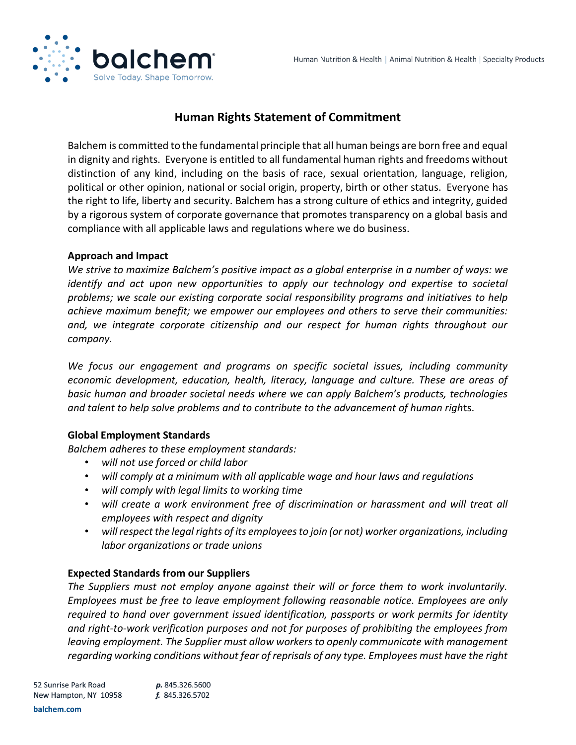# Human Rights Statement of Commitment

Balchem is committed to the fundamental principle that all human beings are born free and equal in dignity and rights. Everyone is entitled to all fundamental human rights and freedoms without distinction of any kind, including on the basis of race, sexual orientation, language, religion, political or other opinion, national or social origin, property, birth or other status. Everyone has the right to life, liberty and security. Balchem has a strong culture of ethics and integrity, guided by a rigorous system of corporate governance that promotes transparency on a global basis and compliance with all applicable laws and regulations where we do business.

**Approach and Impact**

*We strive to maximize Balchem's positive impact as a global enterprise in a number of ways: we identify and act upon new opportunities to apply our technology and expertise to societal problems; we scale our existing corporate social responsibility programs and initiatives to help achieve maximum benefit; we empower our employees and others to serve their communities: and, we integrate corporate citizenship and our respect for human rights throughout our company.*

*We focus our engagement and programs on specific societal issues, including community economic development, education, health, literacy, language and culture. These are areas of basic human and broader societal needs where we can apply Balchem's products, technologies and talent to help solve problems and to contribute to the advancement of human rights.*

**Global Employment Standards**

*Balchem adheres to these employment standards:*

- *will not use forced or child labor*
- *will comply at a minimum with all applicable wage and hour laws and regulations*
- *will comply with legal limits to working time*
- *will create a work environment free of discrimination or harassment and will treat all employees with respect and dignity*
- *will respect the legal rights of its employees to join (or not) worker organizations, including labor organizations or trade unions*

**Expected Standards from our Suppliers**

*The Suppliers must not employ anyone against their will or force them to work involuntarily. Employees must be free to leave employment following reasonable notice. Employees are only required to hand over government issued identification, passports or work permits for identity and right-to-work verification purposes and not for purposes of prohibiting the employees from leaving employment. The Supplier must allow workers to openly communicate with management regarding working conditions without fear of reprisals of any type. Employees must have the right*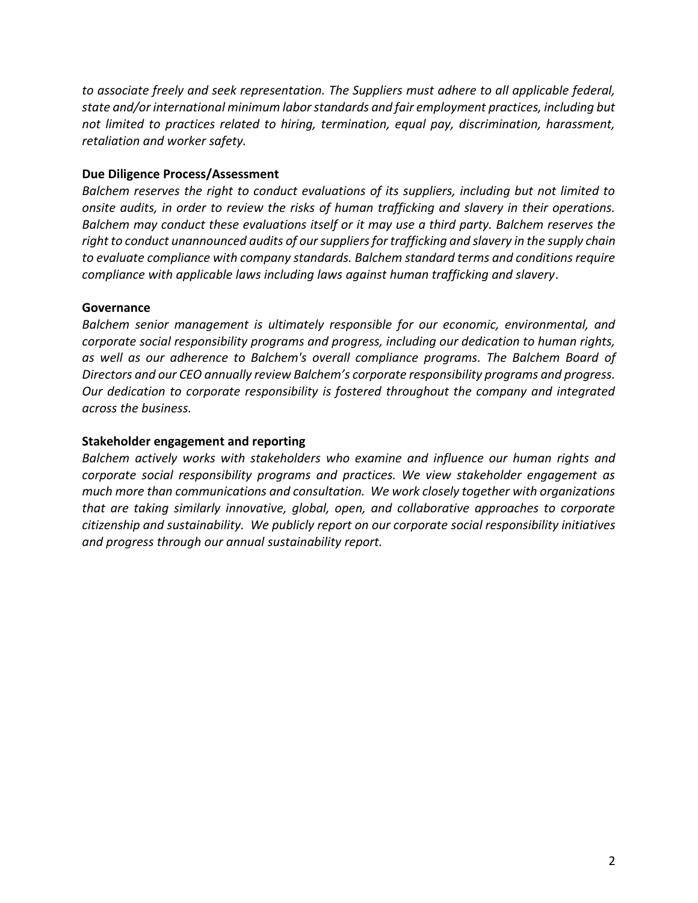*to associate freely and seek representation. The Suppliers must adhere to all applicable federal, state and/or international minimum labor standards and fair employment practices, including but not limited to practices related to hiring, termination, equal pay, discrimination, harassment, retaliation and worker safety.*

**Due Diligence Process/Assessment**

*Balchem reserves the right to conduct evaluations of its suppliers, including but not limited to onsite audits, in order to review the risks of human trafficking and slavery in their operations. Balchem may conduct these evaluations itself or it may use a third party. Balchem reserves the right to conduct unannounced audits of our suppliers for trafficking and slavery in the supply chain to evaluate compliance with company standards. Balchem standard terms and conditions require compliance with applicable laws including laws against human trafficking and slavery*.

**Governance**

*Balchem senior management is ultimately responsible for our economic, environmental, and corporate social responsibility programs and progress, including our dedication to human rights, as well as our adherence to Balchem's overall compliance programs. The Balchem Board of Directors and our CEO annually review Balchem's corporate responsibility programs and progress. Our dedication to corporate responsibility is fostered throughout the company and integrated across the business.*

**Stakeholder engagement and reporting**

*Balchem actively works with stakeholders who examine and influence our human rights and corporate social responsibility programs and practices. We view stakeholder engagement as much more than communications and consultation. We work closely together with organizations that are taking similarly innovative, global, open, and collaborative approaches to corporate citizenship and sustainability. We publicly report on our corporate social responsibility initiatives and progress through our annual sustainability report.*